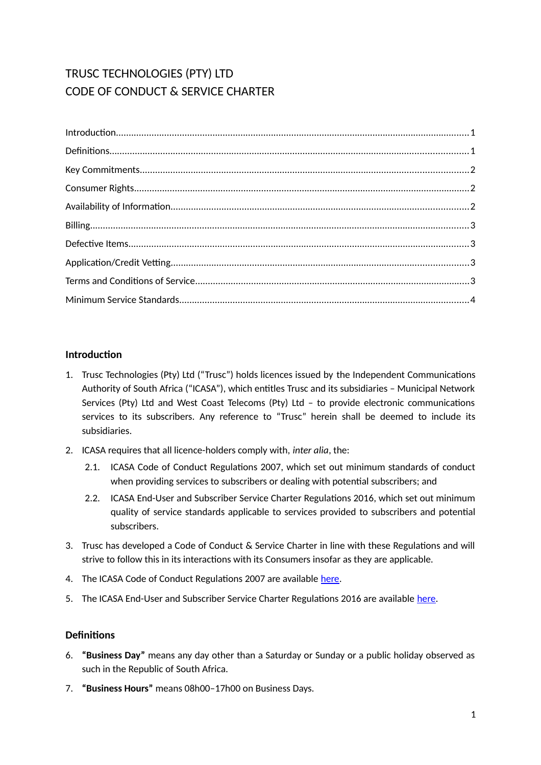# TRUSC TECHNOLOGIES (PTY) LTD
# CODE OF CONDUCT & SERVICE CHARTER

Introduction........................................................................................................................................1

Definitions...........................................................................................................................................1

Key Commitments...............................................................................................................................2

Consumer Rights.................................................................................................................................2

Availability of Information..................................................................................................................2

Billing..................................................................................................................................................3

Defective Items...................................................................................................................................3

Application/Credit Vetting..................................................................................................................3

Terms and Conditions of Service.........................................................................................................3

Minimum Service Standards...............................................................................................................4

## Introduction

1. Trusc Technologies (Pty) Ltd ("Trusc") holds licences issued by the Independent Communications Authority of South Africa ("ICASA"), which entitles Trusc and its subsidiaries – Municipal Network Services (Pty) Ltd and West Coast Telecoms (Pty) Ltd – to provide electronic communications services to its subscribers. Any reference to "Trusc" herein shall be deemed to include its subsidiaries.

2. ICASA requires that all licence-holders comply with, *inter alia*, the:

   2.1. ICASA Code of Conduct Regulations 2007, which set out minimum standards of conduct when providing services to subscribers or dealing with potential subscribers; and

   2.2. ICASA End-User and Subscriber Service Charter Regulations 2016, which set out minimum quality of service standards applicable to services provided to subscribers and potential subscribers.

3. Trusc has developed a Code of Conduct & Service Charter in line with these Regulations and will strive to follow this in its interactions with its Consumers insofar as they are applicable.

4. The ICASA Code of Conduct Regulations 2007 are available [here](#).

5. The ICASA End-User and Subscriber Service Charter Regulations 2016 are available [here](#).

## Definitions

6. **"Business Day"** means any day other than a Saturday or Sunday or a public holiday observed as such in the Republic of South Africa.

7. **"Business Hours"** means 08h00–17h00 on Business Days.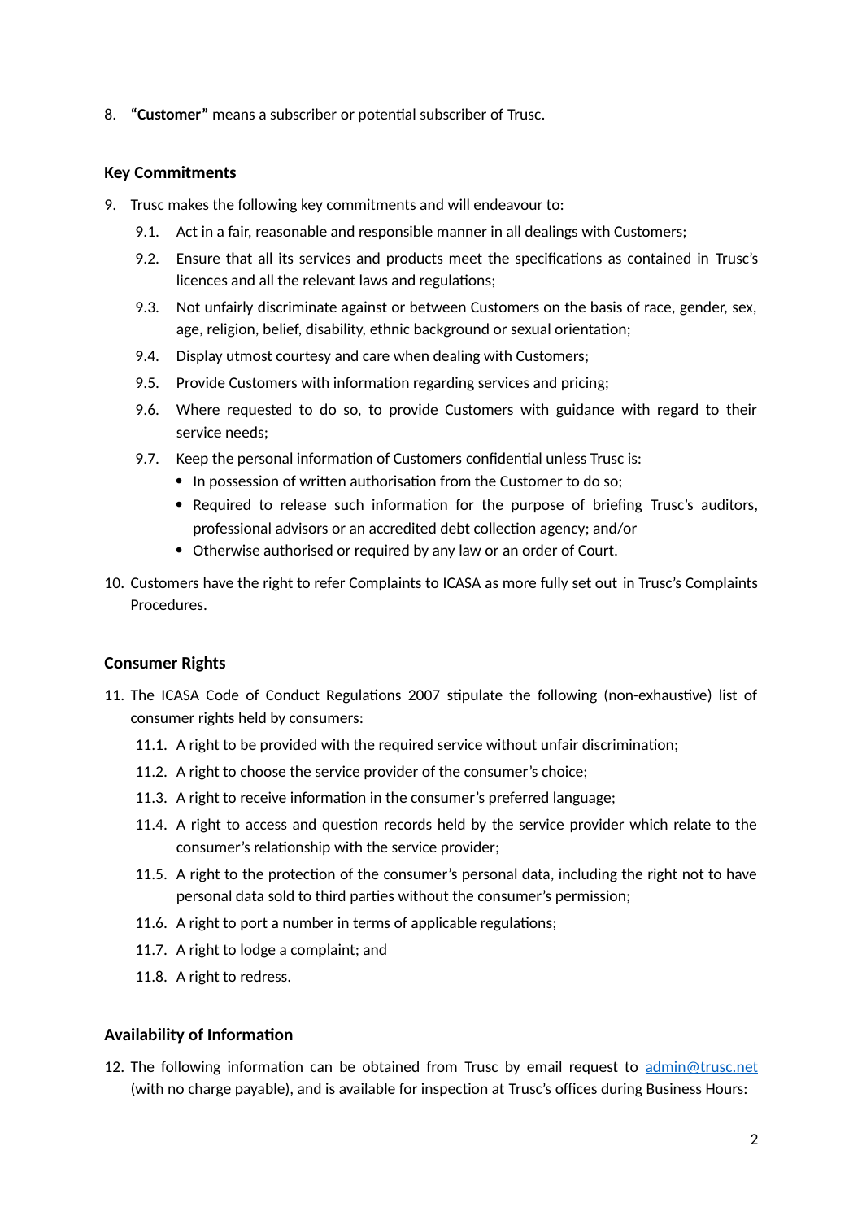8. **"Customer"** means a subscriber or potential subscriber of Trusc.

**Key Commitments**

9. Trusc makes the following key commitments and will endeavour to:
   9.1. Act in a fair, reasonable and responsible manner in all dealings with Customers;
   9.2. Ensure that all its services and products meet the specifications as contained in Trusc's licences and all the relevant laws and regulations;
   9.3. Not unfairly discriminate against or between Customers on the basis of race, gender, sex, age, religion, belief, disability, ethnic background or sexual orientation;
   9.4. Display utmost courtesy and care when dealing with Customers;
   9.5. Provide Customers with information regarding services and pricing;
   9.6. Where requested to do so, to provide Customers with guidance with regard to their service needs;
   9.7. Keep the personal information of Customers confidential unless Trusc is:
      - In possession of written authorisation from the Customer to do so;
      - Required to release such information for the purpose of briefing Trusc's auditors, professional advisors or an accredited debt collection agency; and/or
      - Otherwise authorised or required by any law or an order of Court.
10. Customers have the right to refer Complaints to ICASA as more fully set out in Trusc's Complaints Procedures.

**Consumer Rights**

11. The ICASA Code of Conduct Regulations 2007 stipulate the following (non-exhaustive) list of consumer rights held by consumers:
    11.1. A right to be provided with the required service without unfair discrimination;
    11.2. A right to choose the service provider of the consumer's choice;
    11.3. A right to receive information in the consumer's preferred language;
    11.4. A right to access and question records held by the service provider which relate to the consumer's relationship with the service provider;
    11.5. A right to the protection of the consumer's personal data, including the right not to have personal data sold to third parties without the consumer's permission;
    11.6. A right to port a number in terms of applicable regulations;
    11.7. A right to lodge a complaint; and
    11.8. A right to redress.

**Availability of Information**

12. The following information can be obtained from Trusc by email request to [admin@trusc.net](mailto:admin@trusc.net) (with no charge payable), and is available for inspection at Trusc's offices during Business Hours: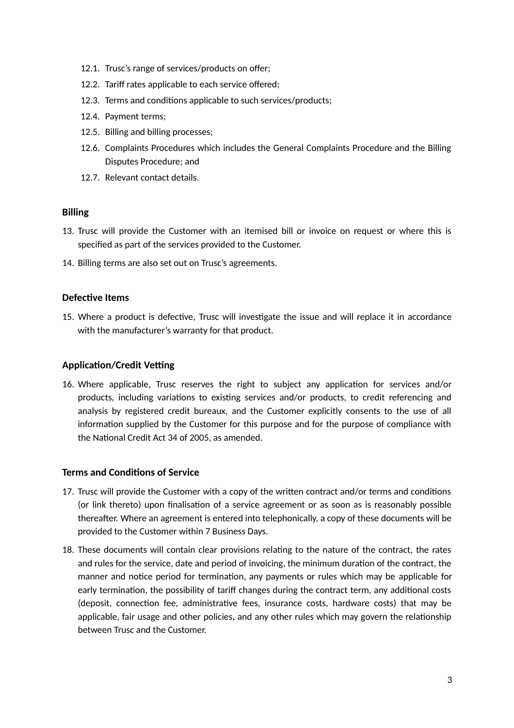12.1. Trusc's range of services/products on offer;
   12.2. Tariff rates applicable to each service offered;
   12.3. Terms and conditions applicable to such services/products;
   12.4. Payment terms;
   12.5. Billing and billing processes;
   12.6. Complaints Procedures which includes the General Complaints Procedure and the Billing Disputes Procedure; and
   12.7. Relevant contact details.

**Billing**

13. Trusc will provide the Customer with an itemised bill or invoice on request or where this is specified as part of the services provided to the Customer.
14. Billing terms are also set out on Trusc's agreements.

**Defective Items**

15. Where a product is defective, Trusc will investigate the issue and will replace it in accordance with the manufacturer's warranty for that product.

**Application/Credit Vetting**

16. Where applicable, Trusc reserves the right to subject any application for services and/or products, including variations to existing services and/or products, to credit referencing and analysis by registered credit bureaux, and the Customer explicitly consents to the use of all information supplied by the Customer for this purpose and for the purpose of compliance with the National Credit Act 34 of 2005, as amended.

**Terms and Conditions of Service**

17. Trusc will provide the Customer with a copy of the written contract and/or terms and conditions (or link thereto) upon finalisation of a service agreement or as soon as is reasonably possible thereafter. Where an agreement is entered into telephonically, a copy of these documents will be provided to the Customer within 7 Business Days.
18. These documents will contain clear provisions relating to the nature of the contract, the rates and rules for the service, date and period of invoicing, the minimum duration of the contract, the manner and notice period for termination, any payments or rules which may be applicable for early termination, the possibility of tariff changes during the contract term, any additional costs (deposit, connection fee, administrative fees, insurance costs, hardware costs) that may be applicable, fair usage and other policies, and any other rules which may govern the relationship between Trusc and the Customer.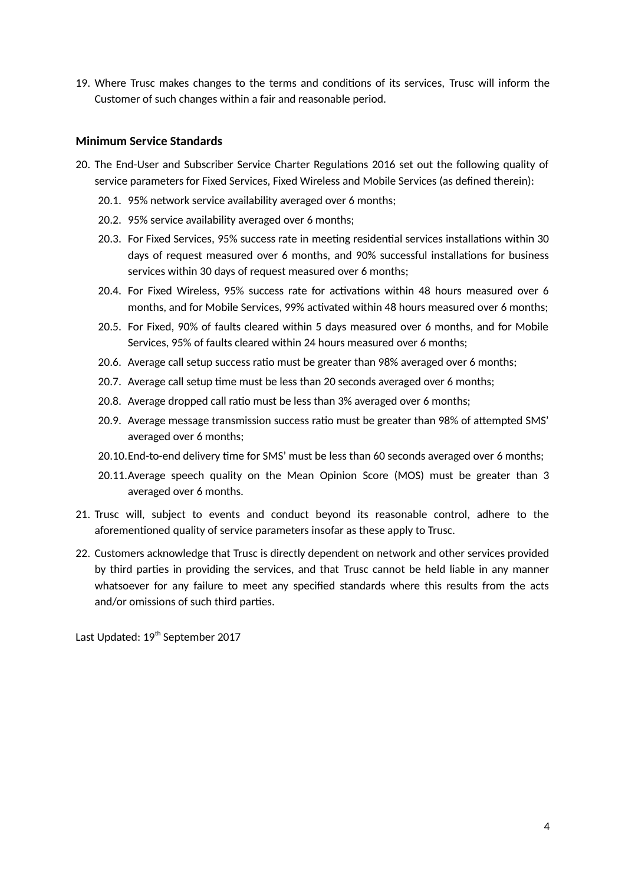19. Where Trusc makes changes to the terms and conditions of its services, Trusc will inform the Customer of such changes within a fair and reasonable period.

## Minimum Service Standards

20. The End-User and Subscriber Service Charter Regulations 2016 set out the following quality of service parameters for Fixed Services, Fixed Wireless and Mobile Services (as defined therein):
    - 20.1. 95% network service availability averaged over 6 months;
    - 20.2. 95% service availability averaged over 6 months;
    - 20.3. For Fixed Services, 95% success rate in meeting residential services installations within 30 days of request measured over 6 months, and 90% successful installations for business services within 30 days of request measured over 6 months;
    - 20.4. For Fixed Wireless, 95% success rate for activations within 48 hours measured over 6 months, and for Mobile Services, 99% activated within 48 hours measured over 6 months;
    - 20.5. For Fixed, 90% of faults cleared within 5 days measured over 6 months, and for Mobile Services, 95% of faults cleared within 24 hours measured over 6 months;
    - 20.6. Average call setup success ratio must be greater than 98% averaged over 6 months;
    - 20.7. Average call setup time must be less than 20 seconds averaged over 6 months;
    - 20.8. Average dropped call ratio must be less than 3% averaged over 6 months;
    - 20.9. Average message transmission success ratio must be greater than 98% of attempted SMS' averaged over 6 months;
    - 20.10. End-to-end delivery time for SMS' must be less than 60 seconds averaged over 6 months;
    - 20.11. Average speech quality on the Mean Opinion Score (MOS) must be greater than 3 averaged over 6 months.
21. Trusc will, subject to events and conduct beyond its reasonable control, adhere to the aforementioned quality of service parameters insofar as these apply to Trusc.
22. Customers acknowledge that Trusc is directly dependent on network and other services provided by third parties in providing the services, and that Trusc cannot be held liable in any manner whatsoever for any failure to meet any specified standards where this results from the acts and/or omissions of such third parties.

Last Updated: 19th September 2017